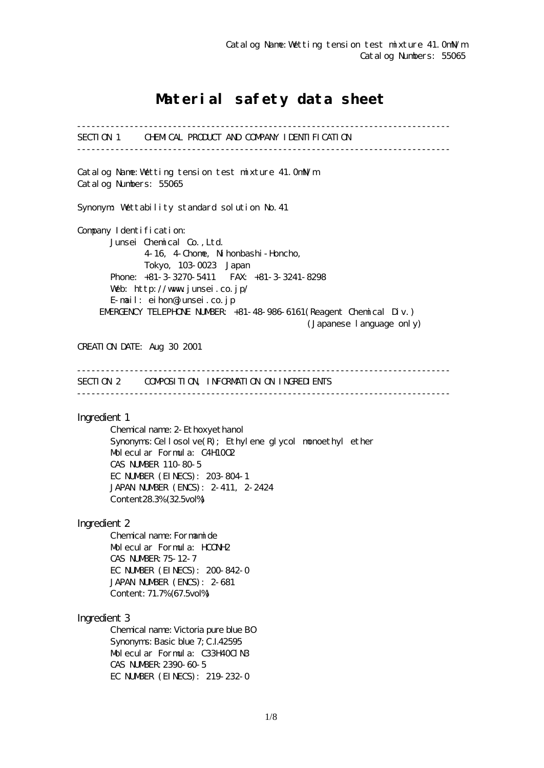Catalog Name: Wetting tension test mixture 41.0mN/m
Catalog Numbers: 55065

# Material safety data sheet

---

## SECTION 1 CHEMICAL PRODUCT AND COMPANY IDENTIFICATION

---

Catalog Name: Wetting tension test mixture 41.0mN/m
Catalog Numbers: 55065

Synonym: Wettability standard solution No.41

Company Identification:
Junsei Chemical Co.,Ltd.
4-16, 4-Chome, Nihonbashi-Honcho,
Tokyo, 103-0023 Japan
Phone: +81-3-3270-5411 FAX: +81-3-3241-8298
Web: http://www.junsei.co.jp/
E-mail: eihon@junsei.co.jp
EMERGENCY TELEPHONE NUMBER: +81-48-986-6161(Reagent Chemical Div.)
(Japanese language only)

CREATION DATE: Aug 30 2001

---

## SECTION 2 COMPOSITION, INFORMATION ON INGREDIENTS

---

Ingredient 1
Chemical name: 2-Ethoxyethanol
Synonyms: Cellosolve(R); Ethylene glycol monoethyl ether
Molecular Formula: $C_4H_{10}O_2$
CAS NUMBER 110-80-5
EC NUMBER (EINECS): 203-804-1
JAPAN NUMBER (ENCS): 2-411, 2-2424
Content28.3%(32.5vol%)

Ingredient 2
Chemical name: Formamide
Molecular Formula: $HCONH_2$
CAS NUMBER: 75-12-7
EC NUMBER (EINECS): 200-842-0
JAPAN NUMBER (ENCS): 2-681
Content: 71.7%(67.5vol%)

Ingredient 3
Chemical name: Victoria pure blue BO
Synonyms: Basic blue 7; C.I.42595
Molecular Formula: $C_{33}H_{40}ClN_3$
CAS NUMBER: 2390-60-5
EC NUMBER (EINECS): 219-232-0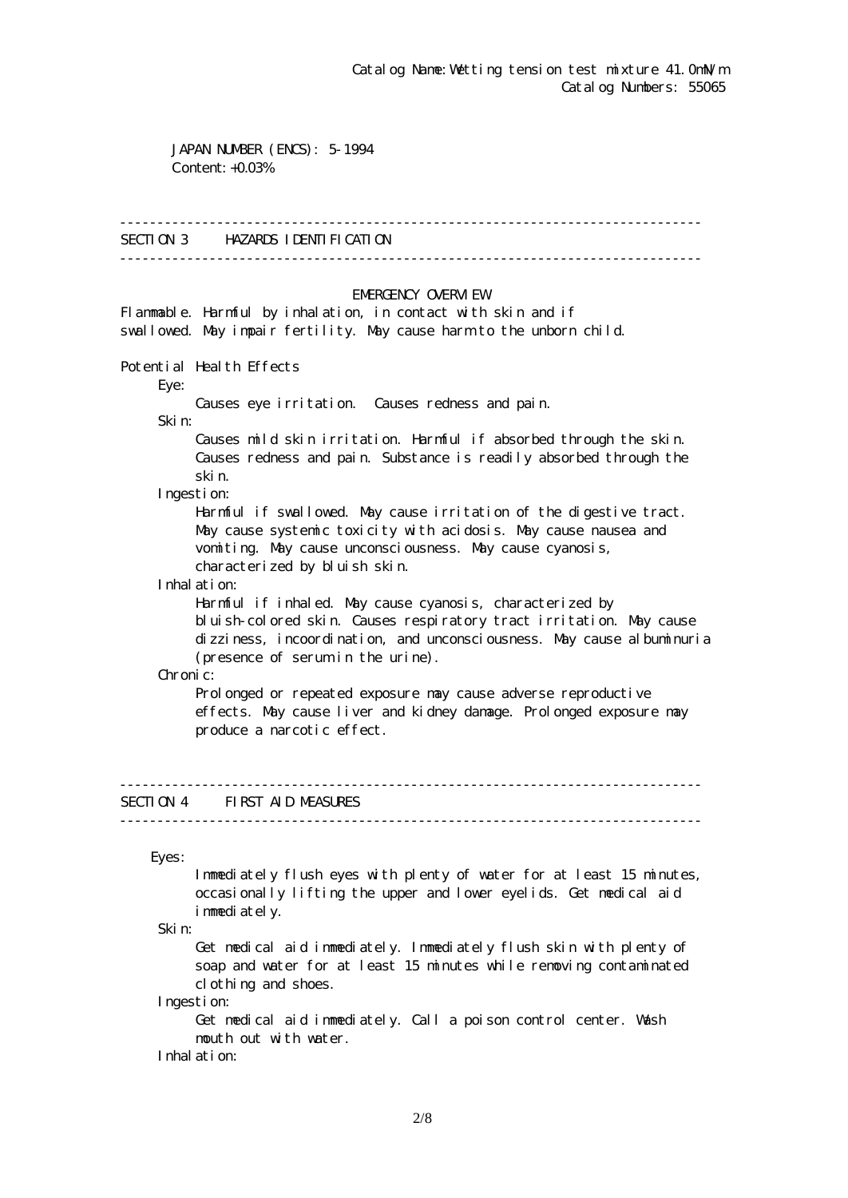Catalog Name: Wetting tension test mixture 41.0mN/m
Catalog Numbers: 55065

JAPAN NUMBER (ENCS): 5-1994
Content: +0.03%

## SECTION 3 HAZARDS IDENTIFICATION

### EMERGENCY OVERVIEW

Flammable. Harmful by inhalation, in contact with skin and if swallowed. May impair fertility. May cause harm to the unborn child.

**Potential Health Effects**

Eye:
Causes eye irritation. Causes redness and pain.

Skin:
Causes mild skin irritation. Harmful if absorbed through the skin. Causes redness and pain. Substance is readily absorbed through the skin.

Ingestion:
Harmful if swallowed. May cause irritation of the digestive tract. May cause systemic toxicity with acidosis. May cause nausea and vomiting. May cause unconsciousness. May cause cyanosis, characterized by bluish skin.

Inhalation:
Harmful if inhaled. May cause cyanosis, characterized by bluish-colored skin. Causes respiratory tract irritation. May cause dizziness, incoordination, and unconsciousness. May cause albuminuria (presence of serum in the urine).

Chronic:
Prolonged or repeated exposure may cause adverse reproductive effects. May cause liver and kidney damage. Prolonged exposure may produce a narcotic effect.

## SECTION 4 FIRST AID MEASURES

Eyes:
Immediately flush eyes with plenty of water for at least 15 minutes, occasionally lifting the upper and lower eyelids. Get medical aid immediately.

Skin:
Get medical aid immediately. Immediately flush skin with plenty of soap and water for at least 15 minutes while removing contaminated clothing and shoes.

Ingestion:
Get medical aid immediately. Call a poison control center. Wash mouth out with water.

Inhalation: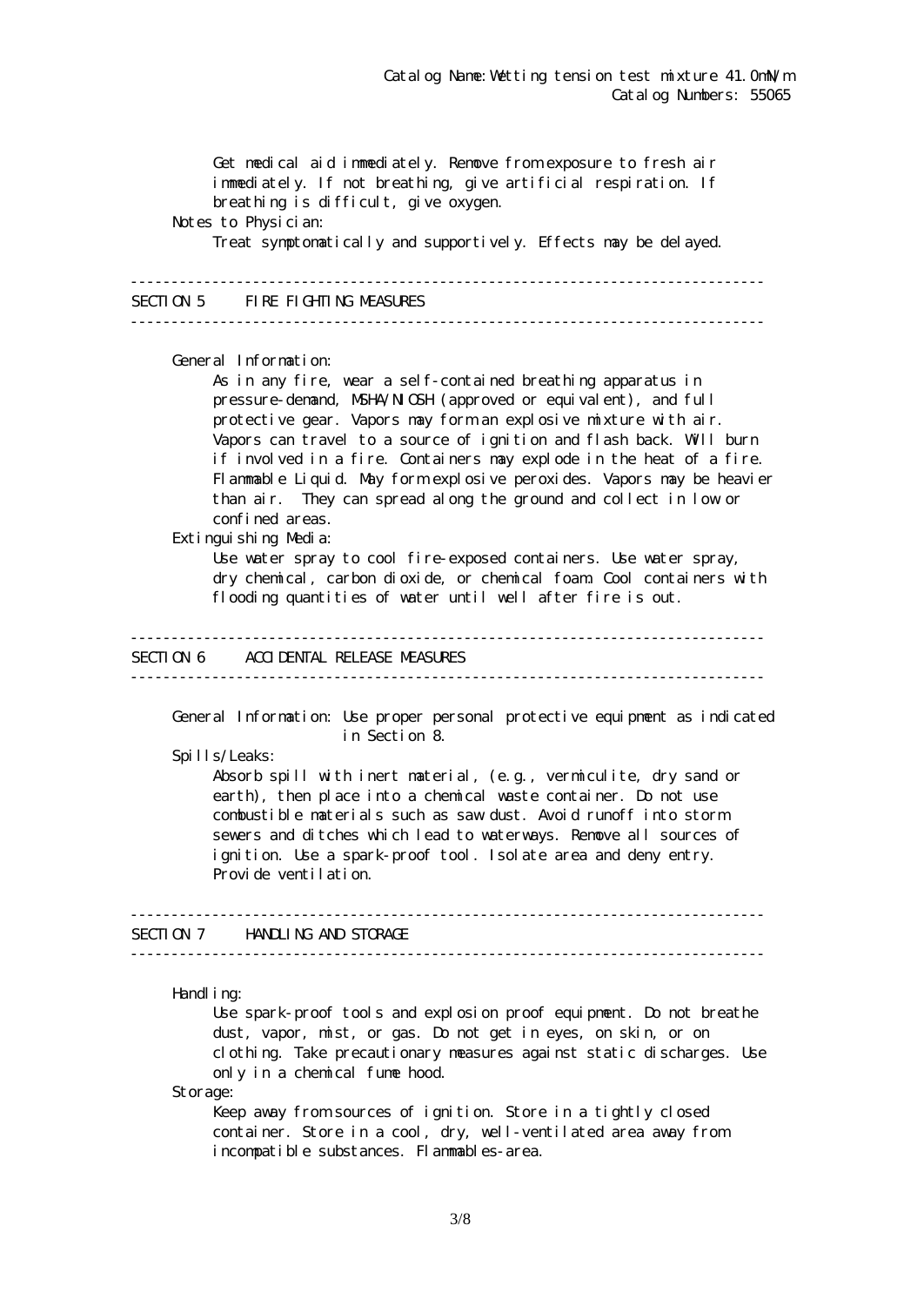Get medical aid immediately. Remove from exposure to fresh air immediately. If not breathing, give artificial respiration. If breathing is difficult, give oxygen.

Notes to Physician:

Treat symptomatically and supportively. Effects may be delayed.

## SECTION 5 FIRE FIGHTING MEASURES

General Information:

As in any fire, wear a self-contained breathing apparatus in pressure-demand, MSHA/NIOSH (approved or equivalent), and full protective gear. Vapors may form an explosive mixture with air. Vapors can travel to a source of ignition and flash back. Will burn if involved in a fire. Containers may explode in the heat of a fire. Flammable Liquid. May form explosive peroxides. Vapors may be heavier than air. They can spread along the ground and collect in low or confined areas.

Extinguishing Media:

Use water spray to cool fire-exposed containers. Use water spray, dry chemical, carbon dioxide, or chemical foam. Cool containers with flooding quantities of water until well after fire is out.

## SECTION 6 ACCIDENTAL RELEASE MEASURES

General Information: Use proper personal protective equipment as indicated in Section 8.

Spills/Leaks:

Absorb spill with inert material, (e.g., vermiculite, dry sand or earth), then place into a chemical waste container. Do not use combustible materials such as saw dust. Avoid runoff into storm sewers and ditches which lead to waterways. Remove all sources of ignition. Use a spark-proof tool. Isolate area and deny entry. Provide ventilation.

## SECTION 7 HANDLING AND STORAGE

Handling:

Use spark-proof tools and explosion proof equipment. Do not breathe dust, vapor, mist, or gas. Do not get in eyes, on skin, or on clothing. Take precautionary measures against static discharges. Use only in a chemical fume hood.

Storage:

Keep away from sources of ignition. Store in a tightly closed container. Store in a cool, dry, well-ventilated area away from incompatible substances. Flammables-area.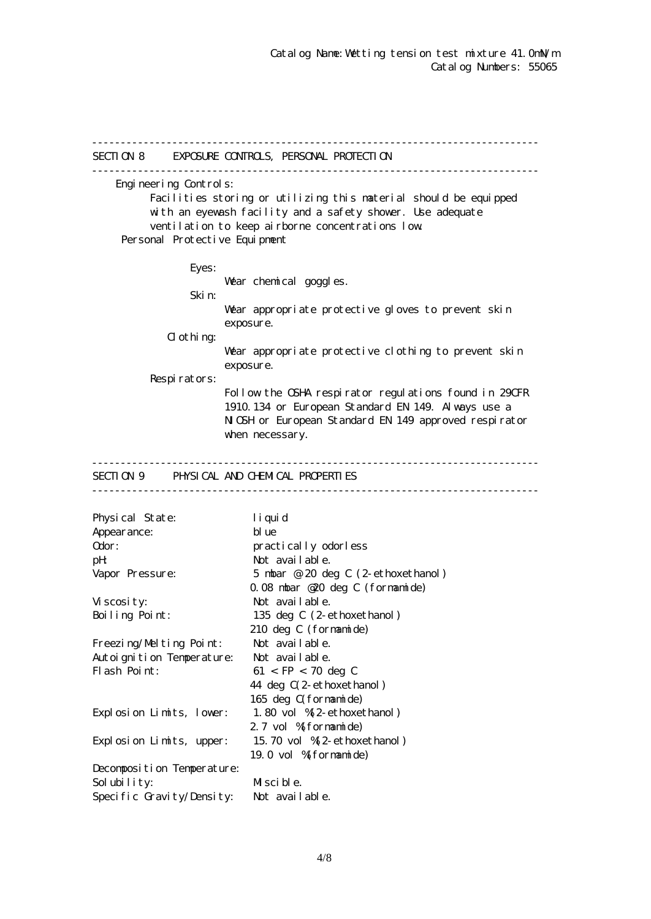Catalog Name: Wetting tension test mixture 41.0mN/m
Catalog Numbers: 55065

## SECTION 8 EXPOSURE CONTROLS, PERSONAL PROTECTION

**Engineering Controls:**

Facilities storing or utilizing this material should be equipped with an eyewash facility and a safety shower. Use adequate ventilation to keep airborne concentrations low.

**Personal Protective Equipment**

**Eyes:**
Wear chemical goggles.

**Skin:**
Wear appropriate protective gloves to prevent skin exposure.

**Clothing:**
Wear appropriate protective clothing to prevent skin exposure.

**Respirators:**
Follow the OSHA respirator regulations found in 29CFR 1910.134 or European Standard EN 149. Always use a NIOSH or European Standard EN 149 approved respirator when necessary.

## SECTION 9 PHYSICAL AND CHEMICAL PROPERTIES

| | |
|---|---|
| Physical State: | liquid |
| Appearance: | blue |
| Odor: | practically odorless |
| pH: | Not available. |
| Vapor Pressure: | 5 mbar @ 20 deg C (2-ethoxethanol)<br>0.08 mbar @20 deg C (formamide) |
| Viscosity: | Not available. |
| Boiling Point: | 135 deg C (2-ethoxethanol)<br>210 deg C (formamide) |
| Freezing/Melting Point: | Not available. |
| Autoignition Temperature: | Not available. |
| Flash Point: | 61 < FP < 70 deg C<br>44 deg C(2-ethoxethanol)<br>165 deg C(formamide) |
| Explosion Limits, lower: | 1.80 vol %(2-ethoxethanol)<br>2.7 vol %(formamide) |
| Explosion Limits, upper: | 15.70 vol %(2-ethoxethanol)<br>19.0 vol %(formamide) |
| Decomposition Temperature: | |
| Solubility: | Miscible. |
| Specific Gravity/Density: | Not available. |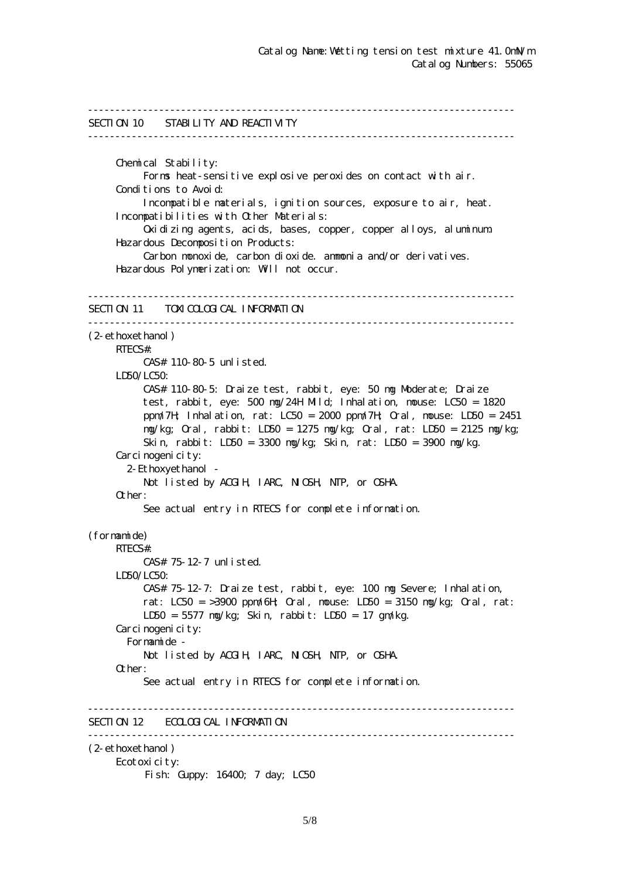Catalog Name: Wetting tension test mixture 41.0mN/m
Catalog Numbers: 55065

## SECTION 10 STABILITY AND REACTIVITY

Chemical Stability:
Forms heat-sensitive explosive peroxides on contact with air.

Conditions to Avoid:
Incompatible materials, ignition sources, exposure to air, heat.

Incompatibilities with Other Materials:
Oxidizing agents, acids, bases, copper, copper alloys, aluminum.

Hazardous Decomposition Products:
Carbon monoxide, carbon dioxide. ammonia and/or derivatives.

Hazardous Polymerization: Will not occur.

## SECTION 11 TOXICOLOGICAL INFORMATION

(2-ethoxethanol)

RTECS#:
CAS# 110-80-5 unlisted.

LD50/LC50:
CAS# 110-80-5: Draize test, rabbit, eye: 50 mg Moderate; Draize test, rabbit, eye: 500 mg/24H Mild; Inhalation, mouse: LC50 = 1820 ppm/7H; Inhalation, rat: LC50 = 2000 ppm/7H; Oral, mouse: LD50 = 2451 mg/kg; Oral, rabbit: LD50 = 1275 mg/kg; Oral, rat: LD50 = 2125 mg/kg; Skin, rabbit: LD50 = 3300 mg/kg; Skin, rat: LD50 = 3900 mg/kg.

Carcinogenicity:
2-Ethoxyethanol -
Not listed by ACGIH, IARC, NIOSH, NTP, or OSHA.

Other:
See actual entry in RTECS for complete information.

(formamide)

RTECS#:
CAS# 75-12-7 unlisted.

LD50/LC50:
CAS# 75-12-7: Draize test, rabbit, eye: 100 mg Severe; Inhalation, rat: LC50 = >3900 ppm/6H; Oral, mouse: LD50 = 3150 mg/kg; Oral, rat: LD50 = 5577 mg/kg; Skin, rabbit: LD50 = 17 gm/kg.

Carcinogenicity:
Formamide -
Not listed by ACGIH, IARC, NIOSH, NTP, or OSHA.

Other:
See actual entry in RTECS for complete information.

## SECTION 12 ECOLOGICAL INFORMATION

(2-ethoxethanol)

Ecotoxicity:
Fish: Guppy: 16400; 7 day; LC50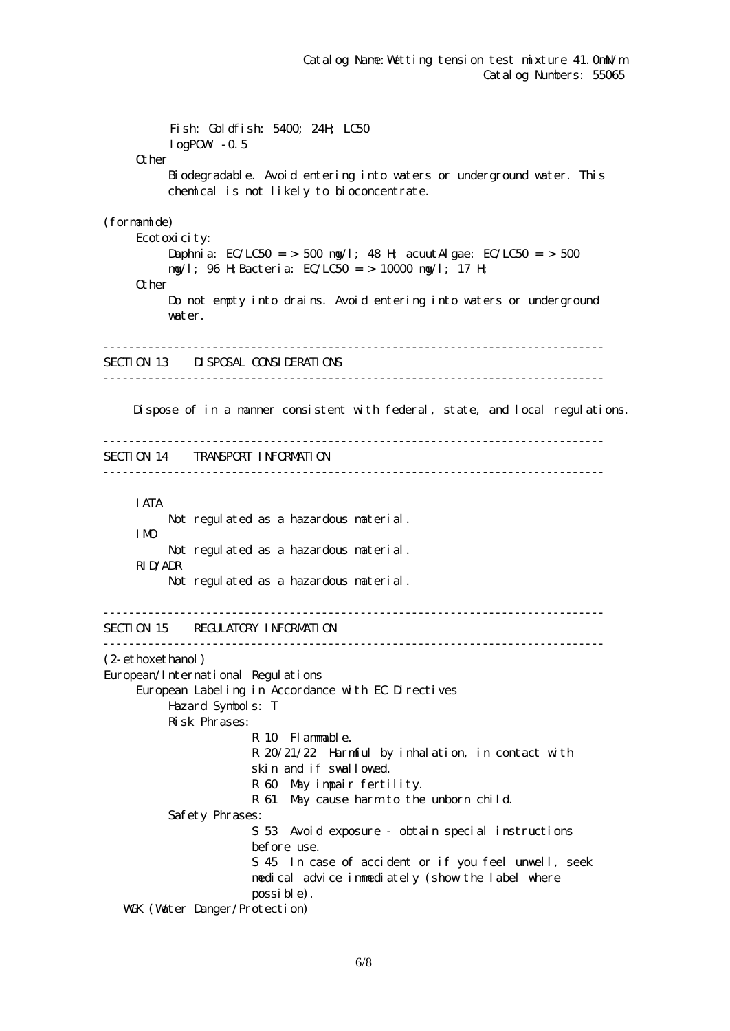Fish: Goldfish: 5400; 24H; LC50
logPOW: -0.5

Other

Biodegradable. Avoid entering into waters or underground water. This chemical is not likely to bioconcentrate.

(formamide)

Ecotoxicity:

Daphnia: EC/LC50 = > 500 mg/l; 48 H; acuutAlgae: EC/LC50 = > 500 mg/l; 96 H;Bacteria: EC/LC50 = > 10000 mg/l; 17 H;

Other

Do not empty into drains. Avoid entering into waters or underground water.

---

## SECTION 13 DISPOSAL CONSIDERATIONS

---

Dispose of in a manner consistent with federal, state, and local regulations.

---

## SECTION 14 TRANSPORT INFORMATION

---

IATA

Not regulated as a hazardous material.

IMO

Not regulated as a hazardous material.

RID/ADR

Not regulated as a hazardous material.

---

## SECTION 15 REGULATORY INFORMATION

---

(2-ethoxethanol)

European/International Regulations

European Labeling in Accordance with EC Directives

Hazard Symbols: T

Risk Phrases:

- R 10 Flammable.
- R 20/21/22 Harmful by inhalation, in contact with skin and if swallowed.
- R 60 May impair fertility.
- R 61 May cause harm to the unborn child.

Safety Phrases:

- S 53 Avoid exposure - obtain special instructions before use.
- S 45 In case of accident or if you feel unwell, seek medical advice immediately (show the label where possible).

WGK (Water Danger/Protection)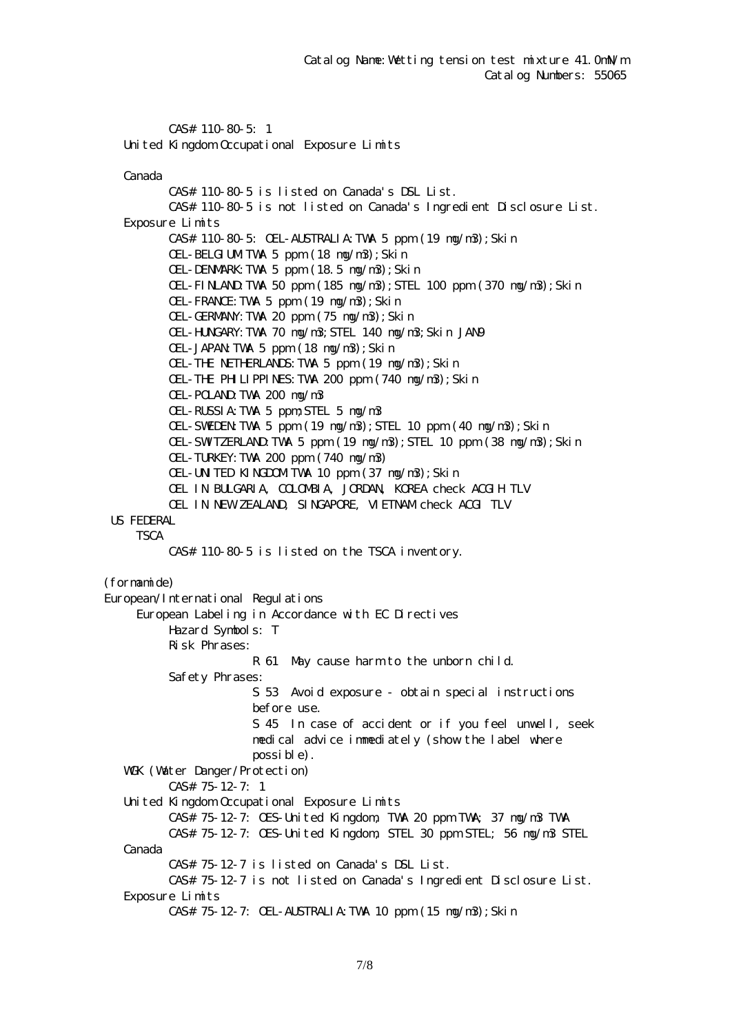CAS# 110-80-5: 1

United Kingdom Occupational Exposure Limits

Canada

CAS# 110-80-5 is listed on Canada's DSL List.
CAS# 110-80-5 is not listed on Canada's Ingredient Disclosure List.

Exposure Limits

CAS# 110-80-5: OEL-AUSTRALIA:TWA 5 ppm (19 mg/m3);Skin
OEL-BELGIUM:TWA 5 ppm (18 mg/m3);Skin
OEL-DENMARK:TWA 5 ppm (18.5 mg/m3);Skin
OEL-FINLAND:TWA 50 ppm (185 mg/m3);STEL 100 ppm (370 mg/m3);Skin
OEL-FRANCE:TWA 5 ppm (19 mg/m3);Skin
OEL-GERMANY:TWA 20 ppm (75 mg/m3);Skin
OEL-HUNGARY:TWA 70 mg/m3;STEL 140 mg/m3;Skin JAN9
OEL-JAPAN:TWA 5 ppm (18 mg/m3);Skin
OEL-THE NETHERLANDS:TWA 5 ppm (19 mg/m3);Skin
OEL-THE PHILIPPINES:TWA 200 ppm (740 mg/m3);Skin
OEL-POLAND:TWA 200 mg/m3
OEL-RUSSIA:TWA 5 ppm;STEL 5 mg/m3
OEL-SWEDEN:TWA 5 ppm (19 mg/m3);STEL 10 ppm (40 mg/m3);Skin
OEL-SWITZERLAND:TWA 5 ppm (19 mg/m3);STEL 10 ppm (38 mg/m3);Skin
OEL-TURKEY:TWA 200 ppm (740 mg/m3)
OEL-UNITED KINGDOM:TWA 10 ppm (37 mg/m3);Skin
OEL IN BULGARIA, COLOMBIA, JORDAN, KOREA check ACGIH TLV
OEL IN NEW ZEALAND, SINGAPORE, VIETNAM check ACGI TLV

US FEDERAL

TSCA

CAS# 110-80-5 is listed on the TSCA inventory.

(formamide)

European/International Regulations

European Labeling in Accordance with EC Directives

Hazard Symbols: T

Risk Phrases:

R 61 May cause harm to the unborn child.

Safety Phrases:

S 53 Avoid exposure - obtain special instructions before use.
S 45 In case of accident or if you feel unwell, seek medical advice immediately (show the label where possible).

WGK (Water Danger/Protection)

CAS# 75-12-7: 1

United Kingdom Occupational Exposure Limits

CAS# 75-12-7: OES-United Kingdom, TWA 20 ppm TWA; 37 mg/m3 TWA
CAS# 75-12-7: OES-United Kingdom, STEL 30 ppm STEL; 56 mg/m3 STEL

Canada

CAS# 75-12-7 is listed on Canada's DSL List.
CAS# 75-12-7 is not listed on Canada's Ingredient Disclosure List.

Exposure Limits

CAS# 75-12-7: OEL-AUSTRALIA:TWA 10 ppm (15 mg/m3);Skin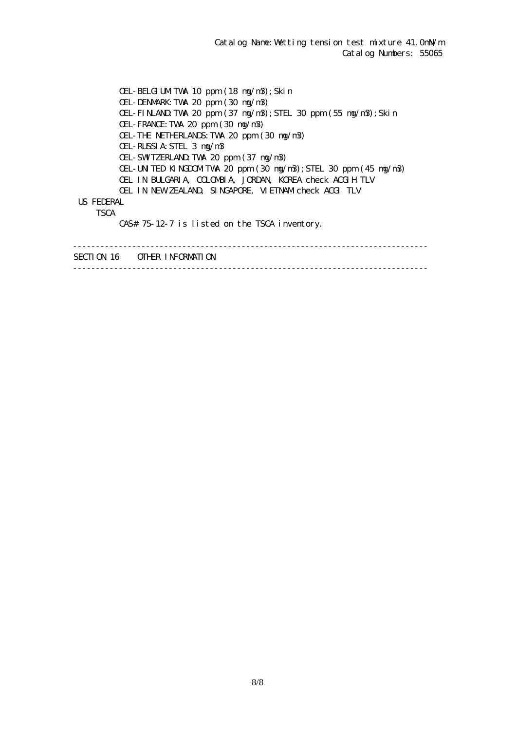OEL-BELGIUM:TWA 10 ppm (18 mg/m3);Skin
OEL-DENMARK:TWA 20 ppm (30 mg/m3)
OEL-FINLAND:TWA 20 ppm (37 mg/m3);STEL 30 ppm (55 mg/m3);Skin
OEL-FRANCE:TWA 20 ppm (30 mg/m3)
OEL-THE NETHERLANDS:TWA 20 ppm (30 mg/m3)
OEL-RUSSIA:STEL 3 mg/m3
OEL-SWITZERLAND:TWA 20 ppm (37 mg/m3)
OEL-UNITED KINGDOM:TWA 20 ppm (30 mg/m3);STEL 30 ppm (45 mg/m3)
OEL IN BULGARIA, COLOMBIA, JORDAN, KOREA check ACGIH TLV
OEL IN NEW ZEALAND, SINGAPORE, VIETNAM check ACGI TLV

US FEDERAL

TSCA

CAS# 75-12-7 is listed on the TSCA inventory.

---

SECTION 16 OTHER INFORMATION

---